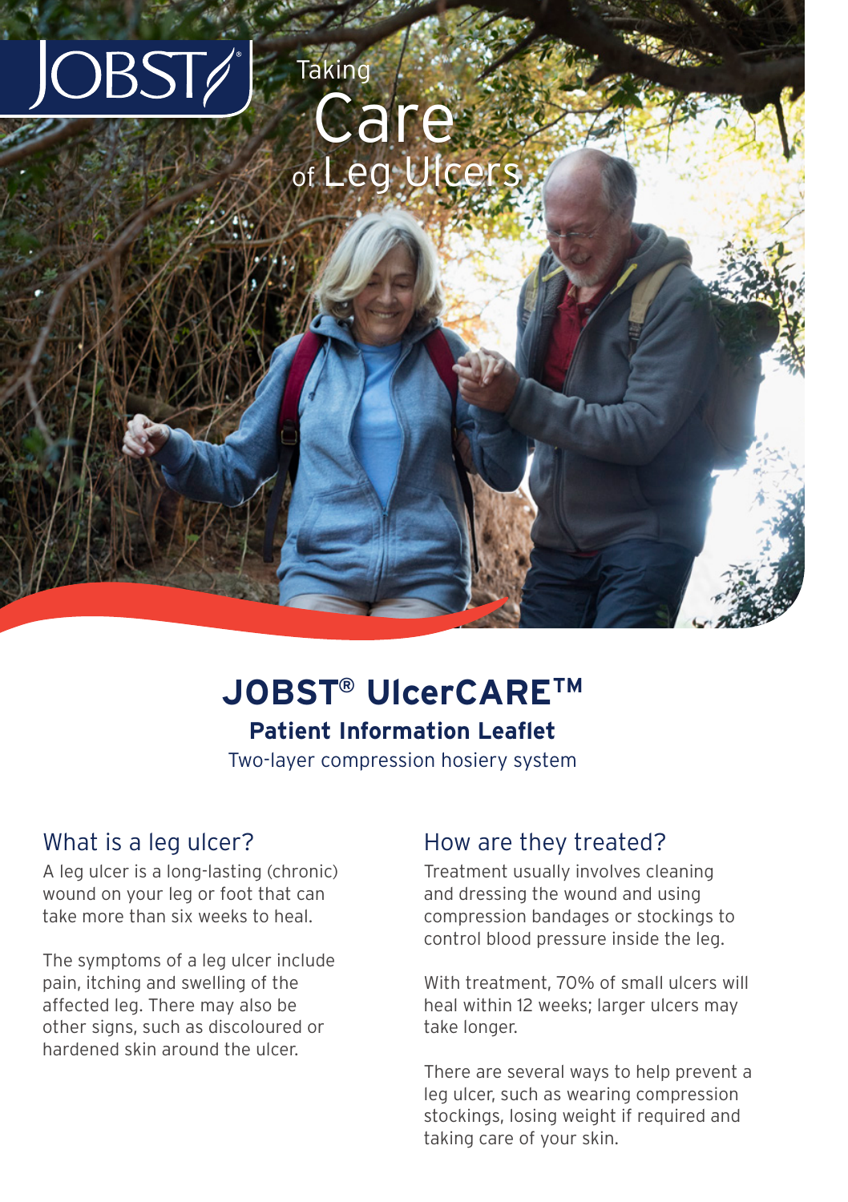JOBST

# Taking Care of Leg Ulcers

## JOBST® UlcerCARE™

**Patient Information Leaflet**

Two-layer compression hosiery system

### What is a leg ulcer?

A leg ulcer is a long-lasting (chronic) wound on your leg or foot that can take more than six weeks to heal.

The symptoms of a leg ulcer include pain, itching and swelling of the affected leg. There may also be other signs, such as discoloured or hardened skin around the ulcer.

### How are they treated?

Treatment usually involves cleaning and dressing the wound and using compression bandages or stockings to control blood pressure inside the leg.

With treatment, 70% of small ulcers will heal within 12 weeks; larger ulcers may take longer.

There are several ways to help prevent a leg ulcer, such as wearing compression stockings, losing weight if required and taking care of your skin.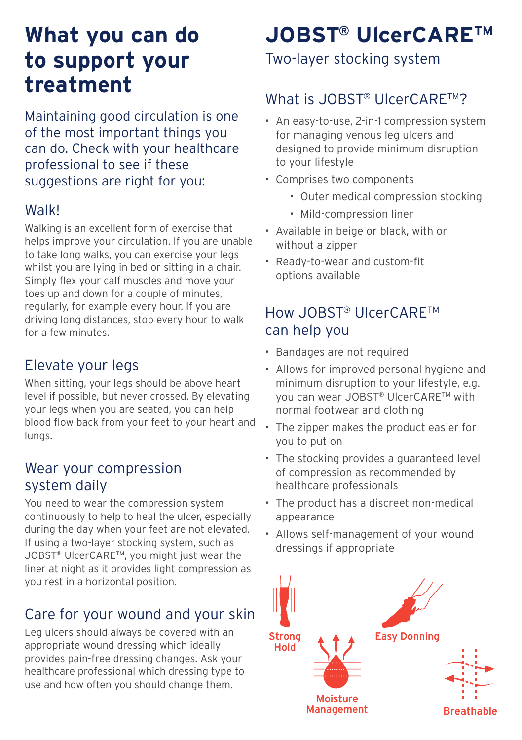# What you can do to support your treatment

Maintaining good circulation is one of the most important things you can do. Check with your healthcare professional to see if these suggestions are right for you:

## Walk!

Walking is an excellent form of exercise that helps improve your circulation. If you are unable to take long walks, you can exercise your legs whilst you are lying in bed or sitting in a chair. Simply flex your calf muscles and move your toes up and down for a couple of minutes, regularly, for example every hour. If you are driving long distances, stop every hour to walk for a few minutes.

## Elevate your legs

When sitting, your legs should be above heart level if possible, but never crossed. By elevating your legs when you are seated, you can help blood flow back from your feet to your heart and lungs.

## Wear your compression system daily

You need to wear the compression system continuously to help to heal the ulcer, especially during the day when your feet are not elevated. If using a two-layer stocking system, such as JOBST® UlcerCARE™, you might just wear the liner at night as it provides light compression as you rest in a horizontal position.

## Care for your wound and your skin

Leg ulcers should always be covered with an appropriate wound dressing which ideally provides pain-free dressing changes. Ask your healthcare professional which dressing type to use and how often you should change them.

# JOBST® UlcerCARE™

Two-layer stocking system

## What is JOBST® UlcerCARE™?

- An easy-to-use, 2-in-1 compression system for managing venous leg ulcers and designed to provide minimum disruption to your lifestyle
- Comprises two components
  - Outer medical compression stocking
  - Mild-compression liner
- Available in beige or black, with or without a zipper
- Ready-to-wear and custom-fit options available

## How JOBST® UlcerCARE™ can help you

- Bandages are not required
- Allows for improved personal hygiene and minimum disruption to your lifestyle, e.g. you can wear JOBST® UlcerCARE™ with normal footwear and clothing
- The zipper makes the product easier for you to put on
- The stocking provides a guaranteed level of compression as recommended by healthcare professionals
- The product has a discreet non-medical appearance
- Allows self-management of your wound dressings if appropriate

Strong Hold

Easy Donning

Moisture Management

Breathable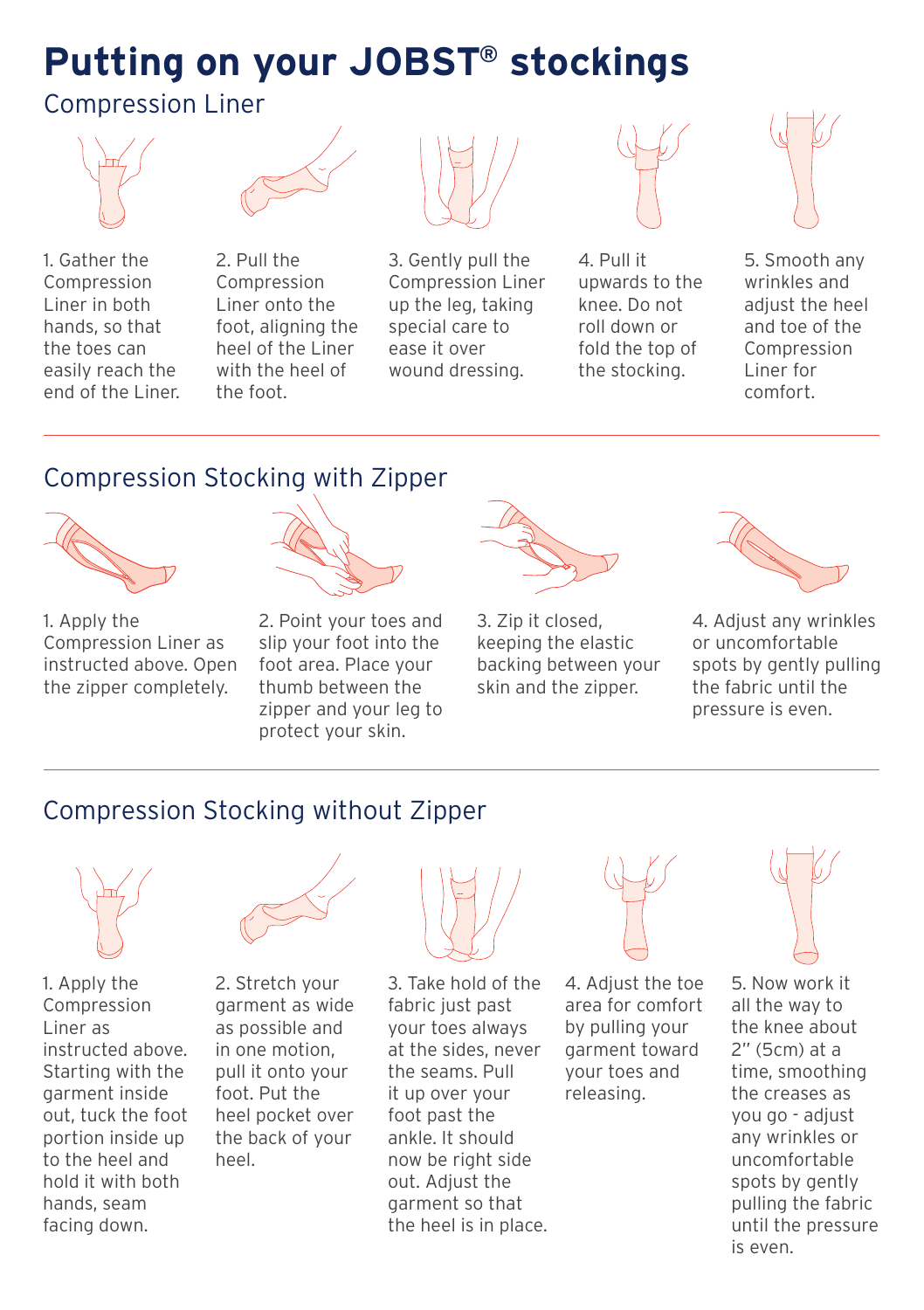# Putting on your JOBST® stockings

## Compression Liner

1. Gather the Compression Liner in both hands, so that the toes can easily reach the end of the Liner.
2. Pull the Compression Liner onto the foot, aligning the heel of the Liner with the heel of the foot.
3. Gently pull the Compression Liner up the leg, taking special care to ease it over wound dressing.
4. Pull it upwards to the knee. Do not roll down or fold the top of the stocking.
5. Smooth any wrinkles and adjust the heel and toe of the Compression Liner for comfort.

## Compression Stocking with Zipper

1. Apply the Compression Liner as instructed above. Open the zipper completely.
2. Point your toes and slip your foot into the foot area. Place your thumb between the zipper and your leg to protect your skin.
3. Zip it closed, keeping the elastic backing between your skin and the zipper.
4. Adjust any wrinkles or uncomfortable spots by gently pulling the fabric until the pressure is even.

## Compression Stocking without Zipper

1. Apply the Compression Liner as instructed above. Starting with the garment inside out, tuck the foot portion inside up to the heel and hold it with both hands, seam facing down.
2. Stretch your garment as wide as possible and in one motion, pull it onto your foot. Put the heel pocket over the back of your heel.
3. Take hold of the fabric just past your toes always at the sides, never the seams. Pull it up over your foot past the ankle. It should now be right side out. Adjust the garment so that the heel is in place.
4. Adjust the toe area for comfort by pulling your garment toward your toes and releasing.
5. Now work it all the way to the knee about 2" (5cm) at a time, smoothing the creases as you go - adjust any wrinkles or uncomfortable spots by gently pulling the fabric until the pressure is even.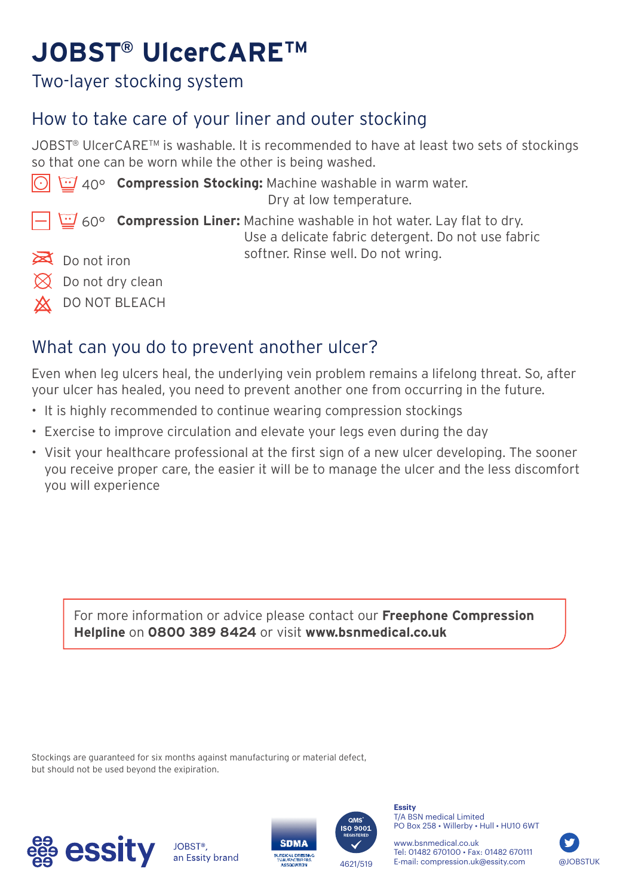# JOBST® UlcerCARE™

Two-layer stocking system

## How to take care of your liner and outer stocking

JOBST® UlcerCARE™ is washable. It is recommended to have at least two sets of stockings so that one can be worn while the other is being washed.

40° **Compression Stocking:** Machine washable in warm water. Dry at low temperature.

60° **Compression Liner:** Machine washable in hot water. Lay flat to dry. Use a delicate fabric detergent. Do not use fabric softner. Rinse well. Do not wring.

Do not iron

Do not dry clean

DO NOT BLEACH

## What can you do to prevent another ulcer?

Even when leg ulcers heal, the underlying vein problem remains a lifelong threat. So, after your ulcer has healed, you need to prevent another one from occurring in the future.

- It is highly recommended to continue wearing compression stockings
- Exercise to improve circulation and elevate your legs even during the day
- Visit your healthcare professional at the first sign of a new ulcer developing. The sooner you receive proper care, the easier it will be to manage the ulcer and the less discomfort you will experience

For more information or advice please contact our **Freephone Compression Helpline** on **0800 389 8424** or visit **www.bsnmedical.co.uk**

Stockings are guaranteed for six months against manufacturing or material defect, but should not be used beyond the expiration.

essity

JOBST®, an Essity brand

SDMA

QMS ISO 9001 REGISTERED

4621/519

**Essity**
T/A BSN medical Limited
PO Box 258 • Willerby • Hull • HU10 6WT

www.bsnmedical.co.uk
Tel: 01482 670100 • Fax: 01482 670111
E-mail: compression.uk@essity.com

@JOBSTUK